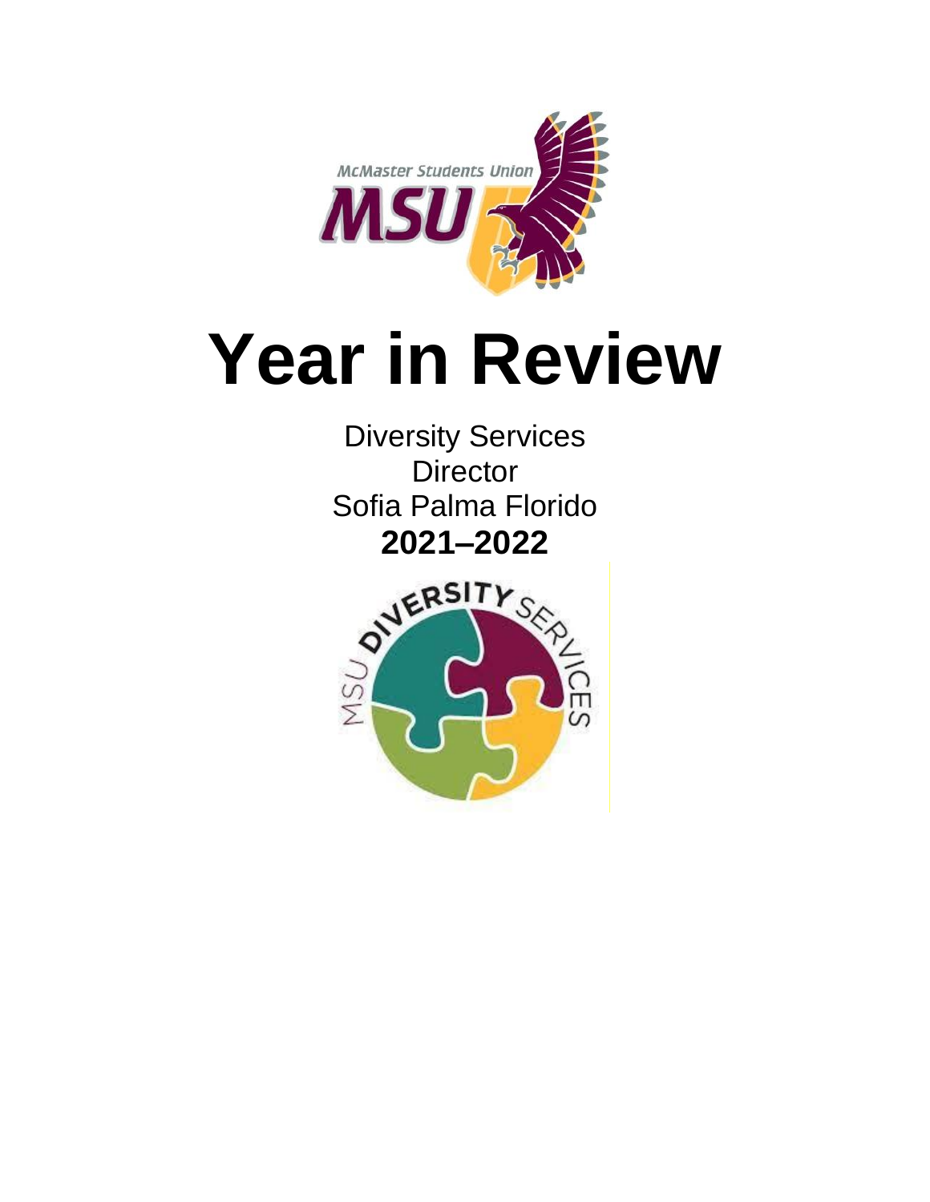# Year in Review

Diversity Services
Director
Sofia Palma Florido
**2021–2022**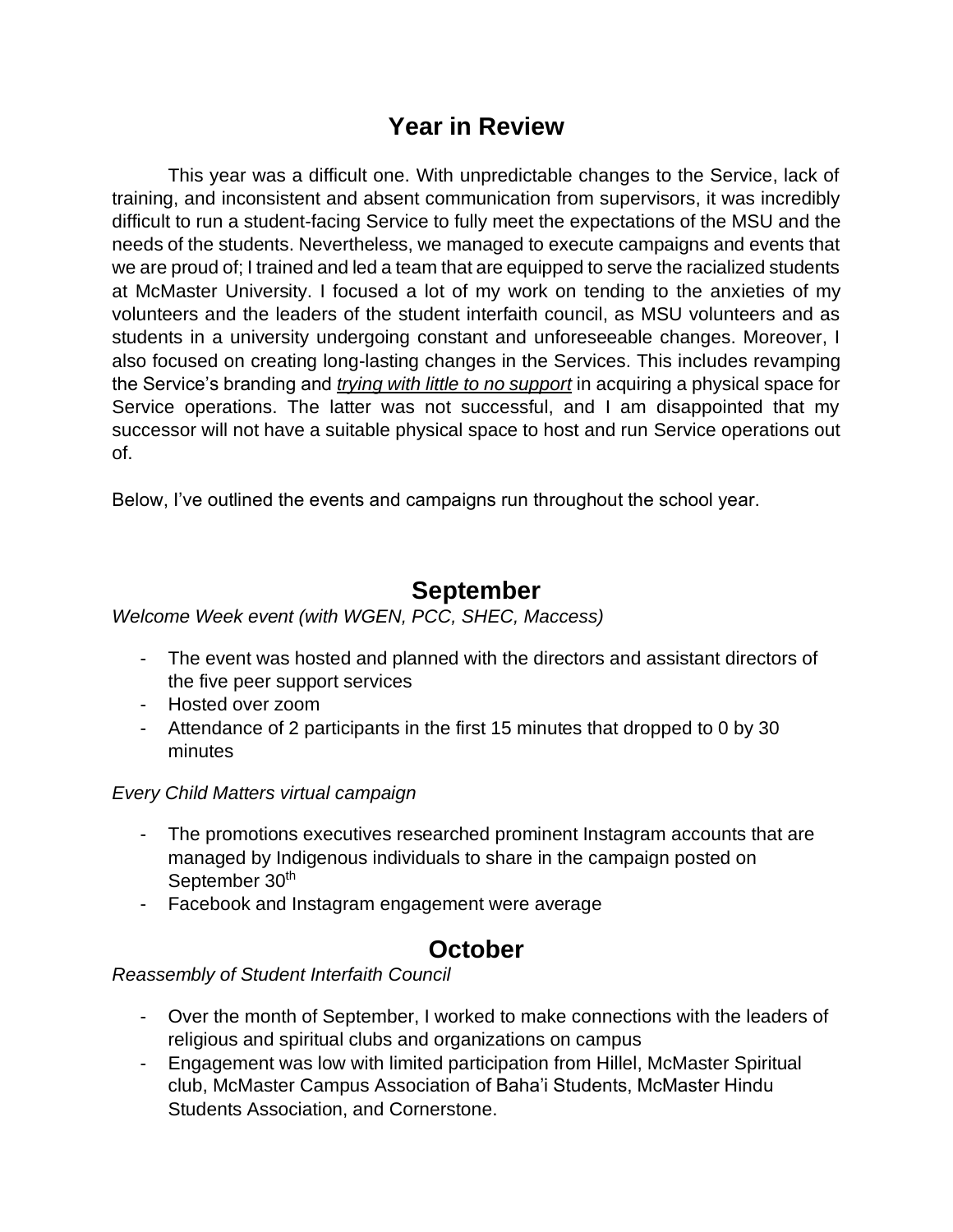# Year in Review

This year was a difficult one. With unpredictable changes to the Service, lack of training, and inconsistent and absent communication from supervisors, it was incredibly difficult to run a student-facing Service to fully meet the expectations of the MSU and the needs of the students. Nevertheless, we managed to execute campaigns and events that we are proud of; I trained and led a team that are equipped to serve the racialized students at McMaster University. I focused a lot of my work on tending to the anxieties of my volunteers and the leaders of the student interfaith council, as MSU volunteers and as students in a university undergoing constant and unforeseeable changes. Moreover, I also focused on creating long-lasting changes in the Services. This includes revamping the Service's branding and ***trying with little to no support*** in acquiring a physical space for Service operations. The latter was not successful, and I am disappointed that my successor will not have a suitable physical space to host and run Service operations out of.

Below, I've outlined the events and campaigns run throughout the school year.

## September

*Welcome Week event (with WGEN, PCC, SHEC, Maccess)*

- The event was hosted and planned with the directors and assistant directors of the five peer support services
- Hosted over zoom
- Attendance of 2 participants in the first 15 minutes that dropped to 0 by 30 minutes

*Every Child Matters virtual campaign*

- The promotions executives researched prominent Instagram accounts that are managed by Indigenous individuals to share in the campaign posted on September 30th
- Facebook and Instagram engagement were average

## October

*Reassembly of Student Interfaith Council*

- Over the month of September, I worked to make connections with the leaders of religious and spiritual clubs and organizations on campus
- Engagement was low with limited participation from Hillel, McMaster Spiritual club, McMaster Campus Association of Baha'i Students, McMaster Hindu Students Association, and Cornerstone.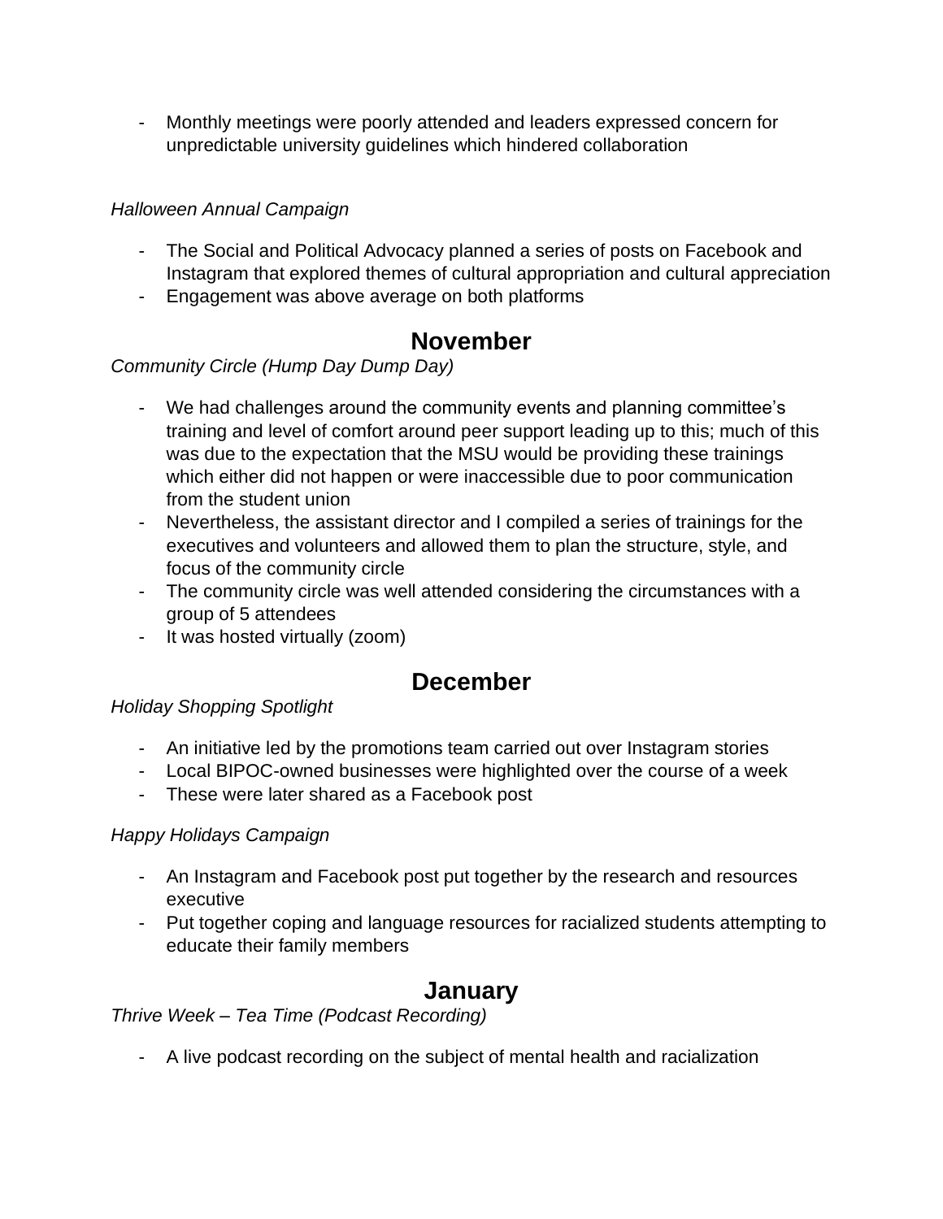- Monthly meetings were poorly attended and leaders expressed concern for unpredictable university guidelines which hindered collaboration

*Halloween Annual Campaign*

- The Social and Political Advocacy planned a series of posts on Facebook and Instagram that explored themes of cultural appropriation and cultural appreciation
- Engagement was above average on both platforms

## November

*Community Circle (Hump Day Dump Day)*

- We had challenges around the community events and planning committee's training and level of comfort around peer support leading up to this; much of this was due to the expectation that the MSU would be providing these trainings which either did not happen or were inaccessible due to poor communication from the student union
- Nevertheless, the assistant director and I compiled a series of trainings for the executives and volunteers and allowed them to plan the structure, style, and focus of the community circle
- The community circle was well attended considering the circumstances with a group of 5 attendees
- It was hosted virtually (zoom)

## December

*Holiday Shopping Spotlight*

- An initiative led by the promotions team carried out over Instagram stories
- Local BIPOC-owned businesses were highlighted over the course of a week
- These were later shared as a Facebook post

*Happy Holidays Campaign*

- An Instagram and Facebook post put together by the research and resources executive
- Put together coping and language resources for racialized students attempting to educate their family members

## January

*Thrive Week – Tea Time (Podcast Recording)*

- A live podcast recording on the subject of mental health and racialization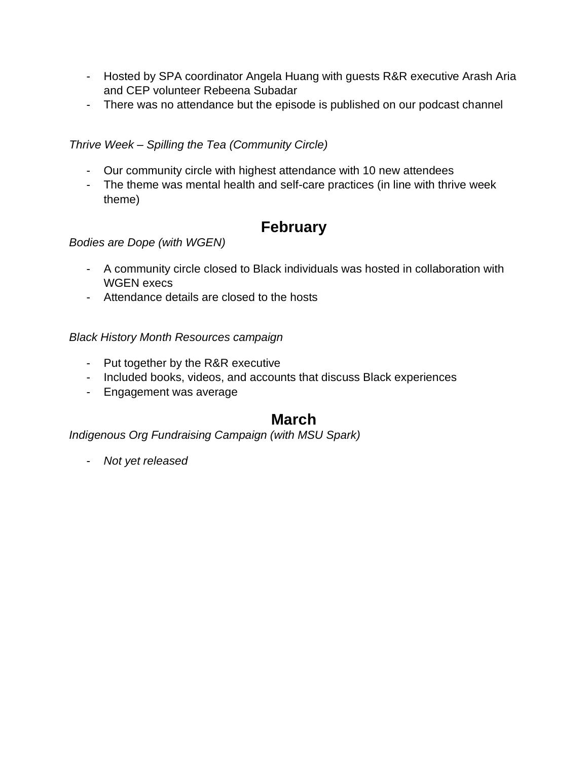- Hosted by SPA coordinator Angela Huang with guests R&R executive Arash Aria and CEP volunteer Rebeena Subadar
- There was no attendance but the episode is published on our podcast channel

*Thrive Week – Spilling the Tea (Community Circle)*

- Our community circle with highest attendance with 10 new attendees
- The theme was mental health and self-care practices (in line with thrive week theme)

## February

*Bodies are Dope (with WGEN)*

- A community circle closed to Black individuals was hosted in collaboration with WGEN execs
- Attendance details are closed to the hosts

*Black History Month Resources campaign*

- Put together by the R&R executive
- Included books, videos, and accounts that discuss Black experiences
- Engagement was average

## March

*Indigenous Org Fundraising Campaign (with MSU Spark)*

- *Not yet released*